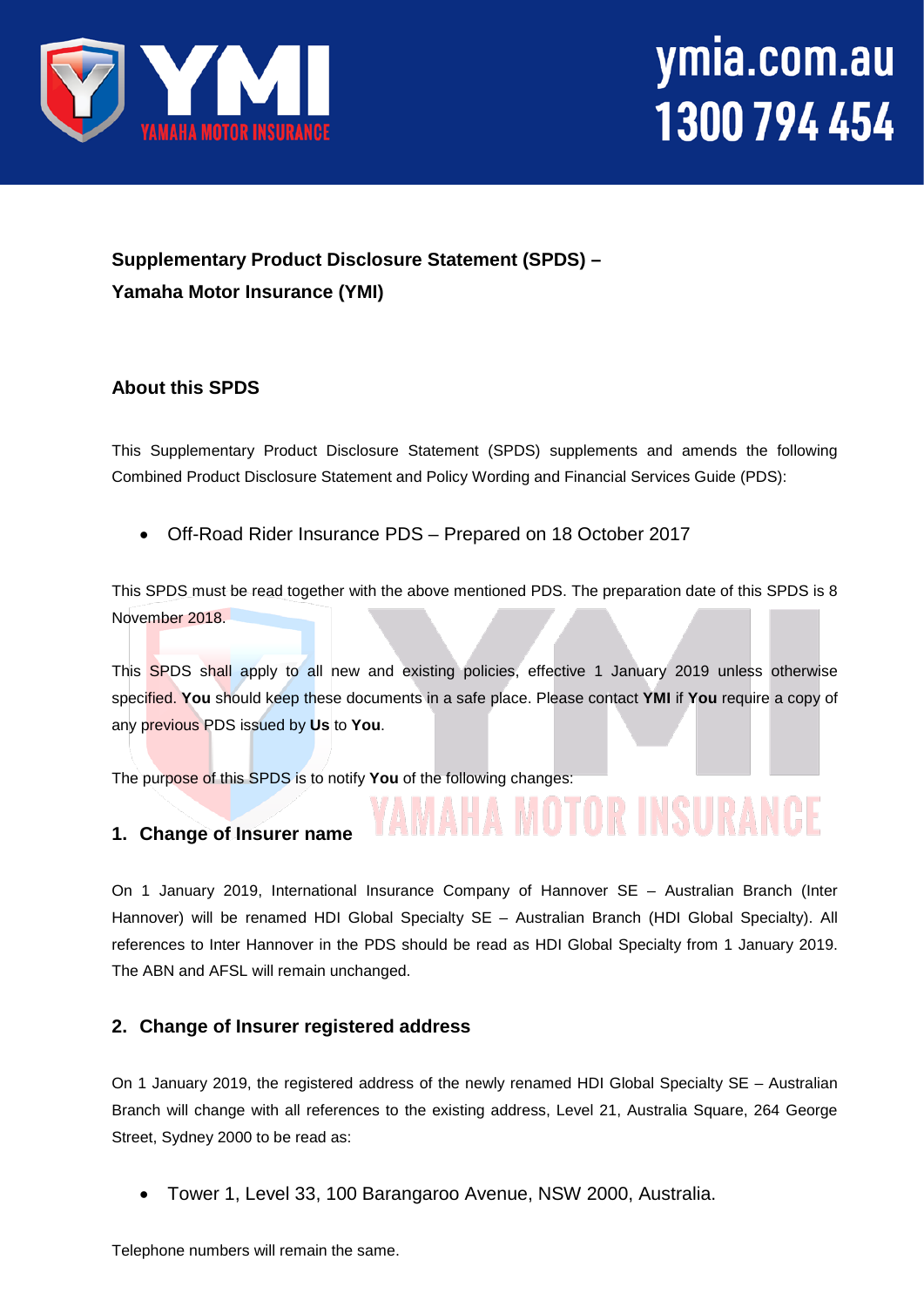# Supplementary Product Disclosure Statement (SPDS) – Yamaha Motor Insurance (YMI)

## About this SPDS

This Supplementary Product Disclosure Statement (SPDS) supplements and amends the following Combined Product Disclosure Statement and Policy Wording and Financial Services Guide (PDS):

- Off-Road Rider Insurance PDS – Prepared on 18 October 2017

This SPDS must be read together with the above mentioned PDS. The preparation date of this SPDS is 8 November 2018.

This SPDS shall apply to all new and existing policies, effective 1 January 2019 unless otherwise specified. **You** should keep these documents in a safe place. Please contact **YMI** if **You** require a copy of any previous PDS issued by **Us** to **You**.

The purpose of this SPDS is to notify **You** of the following changes:

## 1. Change of Insurer name

On 1 January 2019, International Insurance Company of Hannover SE – Australian Branch (Inter Hannover) will be renamed HDI Global Specialty SE – Australian Branch (HDI Global Specialty). All references to Inter Hannover in the PDS should be read as HDI Global Specialty from 1 January 2019. The ABN and AFSL will remain unchanged.

## 2. Change of Insurer registered address

On 1 January 2019, the registered address of the newly renamed HDI Global Specialty SE – Australian Branch will change with all references to the existing address, Level 21, Australia Square, 264 George Street, Sydney 2000 to be read as:

- Tower 1, Level 33, 100 Barangaroo Avenue, NSW 2000, Australia.

Telephone numbers will remain the same.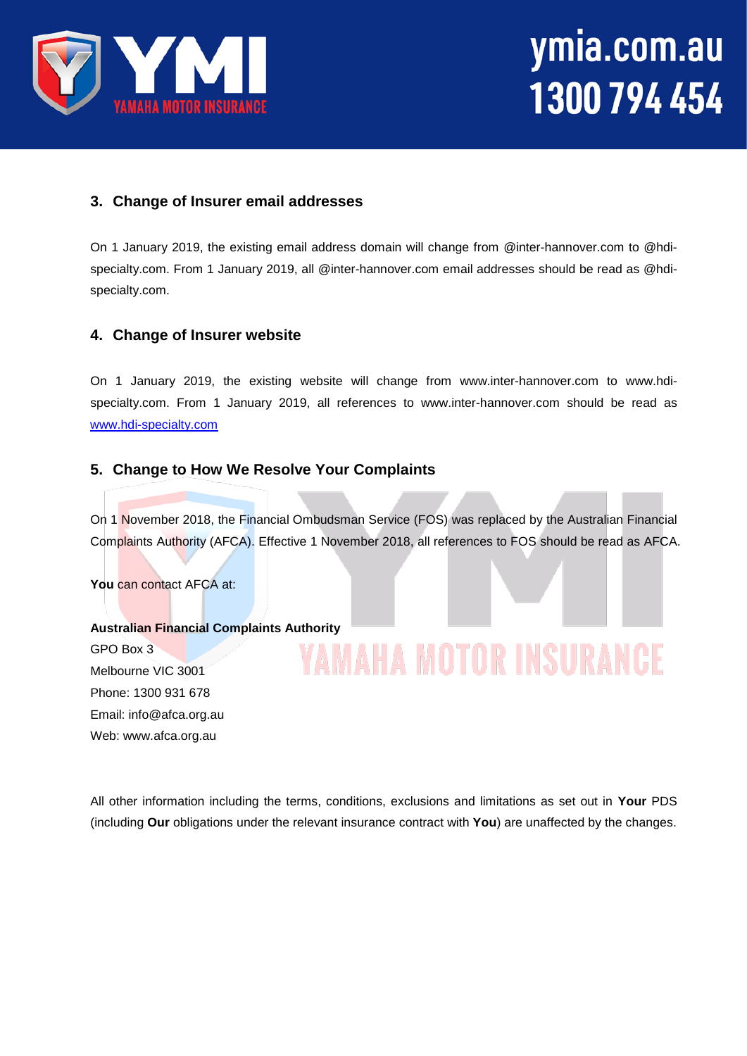### 3. Change of Insurer email addresses

On 1 January 2019, the existing email address domain will change from @inter-hannover.com to @hdi-specialty.com. From 1 January 2019, all @inter-hannover.com email addresses should be read as @hdi-specialty.com.

### 4. Change of Insurer website

On 1 January 2019, the existing website will change from www.inter-hannover.com to www.hdi-specialty.com. From 1 January 2019, all references to www.inter-hannover.com should be read as www.hdi-specialty.com

### 5. Change to How We Resolve Your Complaints

On 1 November 2018, the Financial Ombudsman Service (FOS) was replaced by the Australian Financial Complaints Authority (AFCA). Effective 1 November 2018, all references to FOS should be read as AFCA.

**You** can contact AFCA at:

**Australian Financial Complaints Authority**
GPO Box 3
Melbourne VIC 3001
Phone: 1300 931 678
Email: info@afca.org.au
Web: www.afca.org.au

All other information including the terms, conditions, exclusions and limitations as set out in **Your** PDS (including **Our** obligations under the relevant insurance contract with **You**) are unaffected by the changes.